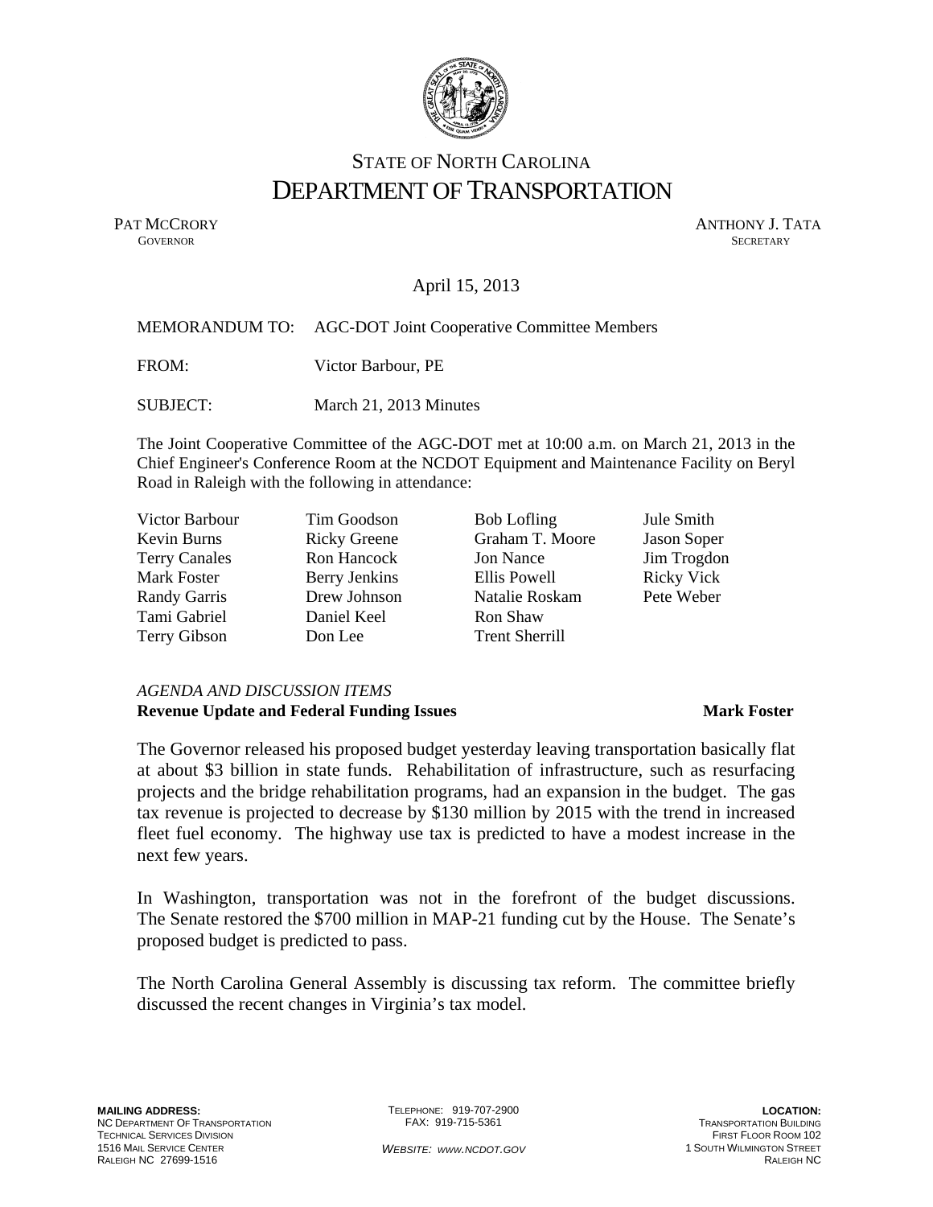STATE OF NORTH CAROLINA
# DEPARTMENT OF TRANSPORTATION

PAT MCCRORY
GOVERNOR

ANTHONY J. TATA
SECRETARY

April 15, 2013

MEMORANDUM TO: AGC-DOT Joint Cooperative Committee Members

FROM: Victor Barbour, PE

SUBJECT: March 21, 2013 Minutes

The Joint Cooperative Committee of the AGC-DOT met at 10:00 a.m. on March 21, 2013 in the Chief Engineer's Conference Room at the NCDOT Equipment and Maintenance Facility on Beryl Road in Raleigh with the following in attendance:

| | | | |
|---|---|---|---|
| Victor Barbour | Tim Goodson | Bob Lofling | Jule Smith |
| Kevin Burns | Ricky Greene | Graham T. Moore | Jason Soper |
| Terry Canales | Ron Hancock | Jon Nance | Jim Trogdon |
| Mark Foster | Berry Jenkins | Ellis Powell | Ricky Vick |
| Randy Garris | Drew Johnson | Natalie Roskam | Pete Weber |
| Tami Gabriel | Daniel Keel | Ron Shaw | |
| Terry Gibson | Don Lee | Trent Sherrill | |

*AGENDA AND DISCUSSION ITEMS*

**Revenue Update and Federal Funding Issues** **Mark Foster**

The Governor released his proposed budget yesterday leaving transportation basically flat at about $3 billion in state funds. Rehabilitation of infrastructure, such as resurfacing projects and the bridge rehabilitation programs, had an expansion in the budget. The gas tax revenue is projected to decrease by $130 million by 2015 with the trend in increased fleet fuel economy. The highway use tax is predicted to have a modest increase in the next few years.

In Washington, transportation was not in the forefront of the budget discussions. The Senate restored the $700 million in MAP-21 funding cut by the House. The Senate's proposed budget is predicted to pass.

The North Carolina General Assembly is discussing tax reform. The committee briefly discussed the recent changes in Virginia's tax model.

**MAILING ADDRESS:**
NC DEPARTMENT OF TRANSPORTATION
TECHNICAL SERVICES DIVISION
1516 MAIL SERVICE CENTER
RALEIGH NC 27699-1516

TELEPHONE: 919-707-2900
FAX: 919-715-5361

*WEBSITE: WWW.NCDOT.GOV*

**LOCATION:**
TRANSPORTATION BUILDING
FIRST FLOOR ROOM 102
1 SOUTH WILMINGTON STREET
RALEIGH NC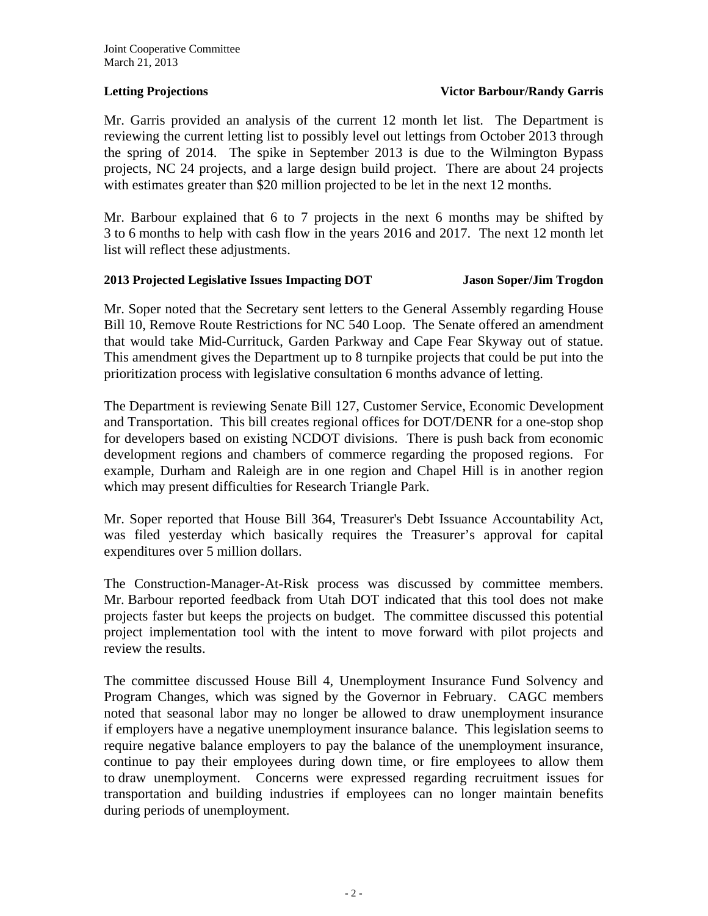**Letting Projections** **Victor Barbour/Randy Garris**

Mr. Garris provided an analysis of the current 12 month let list. The Department is reviewing the current letting list to possibly level out lettings from October 2013 through the spring of 2014. The spike in September 2013 is due to the Wilmington Bypass projects, NC 24 projects, and a large design build project. There are about 24 projects with estimates greater than $20 million projected to be let in the next 12 months.

Mr. Barbour explained that 6 to 7 projects in the next 6 months may be shifted by 3 to 6 months to help with cash flow in the years 2016 and 2017. The next 12 month let list will reflect these adjustments.

**2013 Projected Legislative Issues Impacting DOT** **Jason Soper/Jim Trogdon**

Mr. Soper noted that the Secretary sent letters to the General Assembly regarding House Bill 10, Remove Route Restrictions for NC 540 Loop. The Senate offered an amendment that would take Mid-Currituck, Garden Parkway and Cape Fear Skyway out of statue. This amendment gives the Department up to 8 turnpike projects that could be put into the prioritization process with legislative consultation 6 months advance of letting.

The Department is reviewing Senate Bill 127, Customer Service, Economic Development and Transportation. This bill creates regional offices for DOT/DENR for a one-stop shop for developers based on existing NCDOT divisions. There is push back from economic development regions and chambers of commerce regarding the proposed regions. For example, Durham and Raleigh are in one region and Chapel Hill is in another region which may present difficulties for Research Triangle Park.

Mr. Soper reported that House Bill 364, Treasurer's Debt Issuance Accountability Act, was filed yesterday which basically requires the Treasurer's approval for capital expenditures over 5 million dollars.

The Construction-Manager-At-Risk process was discussed by committee members. Mr. Barbour reported feedback from Utah DOT indicated that this tool does not make projects faster but keeps the projects on budget. The committee discussed this potential project implementation tool with the intent to move forward with pilot projects and review the results.

The committee discussed House Bill 4, Unemployment Insurance Fund Solvency and Program Changes, which was signed by the Governor in February. CAGC members noted that seasonal labor may no longer be allowed to draw unemployment insurance if employers have a negative unemployment insurance balance. This legislation seems to require negative balance employers to pay the balance of the unemployment insurance, continue to pay their employees during down time, or fire employees to allow them to draw unemployment. Concerns were expressed regarding recruitment issues for transportation and building industries if employees can no longer maintain benefits during periods of unemployment.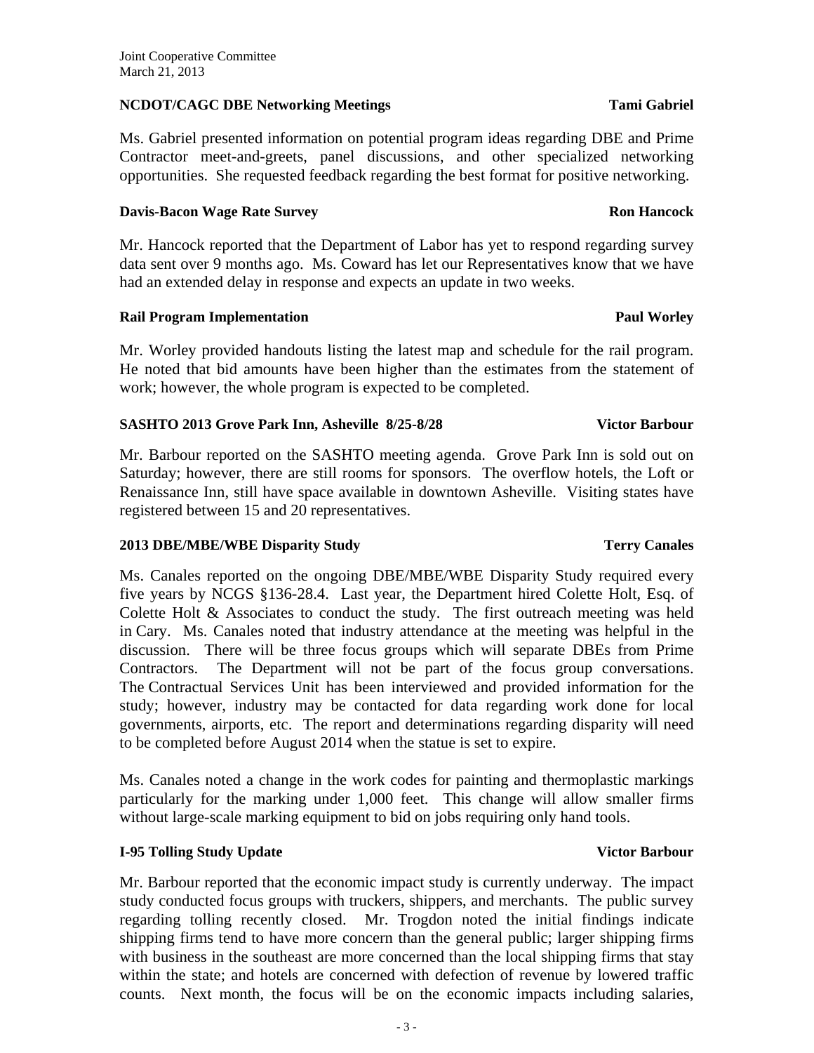**NCDOT/CAGC DBE Networking Meetings** **Tami Gabriel**

Ms. Gabriel presented information on potential program ideas regarding DBE and Prime Contractor meet-and-greets, panel discussions, and other specialized networking opportunities. She requested feedback regarding the best format for positive networking.

**Davis-Bacon Wage Rate Survey** **Ron Hancock**

Mr. Hancock reported that the Department of Labor has yet to respond regarding survey data sent over 9 months ago. Ms. Coward has let our Representatives know that we have had an extended delay in response and expects an update in two weeks.

**Rail Program Implementation** **Paul Worley**

Mr. Worley provided handouts listing the latest map and schedule for the rail program. He noted that bid amounts have been higher than the estimates from the statement of work; however, the whole program is expected to be completed.

**SASHTO 2013 Grove Park Inn, Asheville 8/25-8/28** **Victor Barbour**

Mr. Barbour reported on the SASHTO meeting agenda. Grove Park Inn is sold out on Saturday; however, there are still rooms for sponsors. The overflow hotels, the Loft or Renaissance Inn, still have space available in downtown Asheville. Visiting states have registered between 15 and 20 representatives.

**2013 DBE/MBE/WBE Disparity Study** **Terry Canales**

Ms. Canales reported on the ongoing DBE/MBE/WBE Disparity Study required every five years by NCGS §136-28.4. Last year, the Department hired Colette Holt, Esq. of Colette Holt & Associates to conduct the study. The first outreach meeting was held in Cary. Ms. Canales noted that industry attendance at the meeting was helpful in the discussion. There will be three focus groups which will separate DBEs from Prime Contractors. The Department will not be part of the focus group conversations. The Contractual Services Unit has been interviewed and provided information for the study; however, industry may be contacted for data regarding work done for local governments, airports, etc. The report and determinations regarding disparity will need to be completed before August 2014 when the statue is set to expire.

Ms. Canales noted a change in the work codes for painting and thermoplastic markings particularly for the marking under 1,000 feet. This change will allow smaller firms without large-scale marking equipment to bid on jobs requiring only hand tools.

**I-95 Tolling Study Update** **Victor Barbour**

Mr. Barbour reported that the economic impact study is currently underway. The impact study conducted focus groups with truckers, shippers, and merchants. The public survey regarding tolling recently closed. Mr. Trogdon noted the initial findings indicate shipping firms tend to have more concern than the general public; larger shipping firms with business in the southeast are more concerned than the local shipping firms that stay within the state; and hotels are concerned with defection of revenue by lowered traffic counts. Next month, the focus will be on the economic impacts including salaries,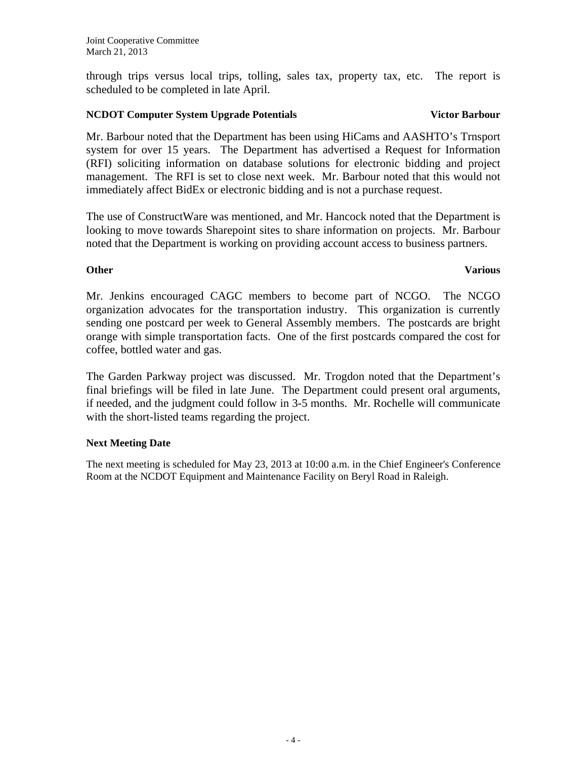through trips versus local trips, tolling, sales tax, property tax, etc. The report is scheduled to be completed in late April.

**NCDOT Computer System Upgrade Potentials** **Victor Barbour**

Mr. Barbour noted that the Department has been using HiCams and AASHTO's Trnsport system for over 15 years. The Department has advertised a Request for Information (RFI) soliciting information on database solutions for electronic bidding and project management. The RFI is set to close next week. Mr. Barbour noted that this would not immediately affect BidEx or electronic bidding and is not a purchase request.

The use of ConstructWare was mentioned, and Mr. Hancock noted that the Department is looking to move towards Sharepoint sites to share information on projects. Mr. Barbour noted that the Department is working on providing account access to business partners.

**Other** **Various**

Mr. Jenkins encouraged CAGC members to become part of NCGO. The NCGO organization advocates for the transportation industry. This organization is currently sending one postcard per week to General Assembly members. The postcards are bright orange with simple transportation facts. One of the first postcards compared the cost for coffee, bottled water and gas.

The Garden Parkway project was discussed. Mr. Trogdon noted that the Department's final briefings will be filed in late June. The Department could present oral arguments, if needed, and the judgment could follow in 3-5 months. Mr. Rochelle will communicate with the short-listed teams regarding the project.

**Next Meeting Date**

The next meeting is scheduled for May 23, 2013 at 10:00 a.m. in the Chief Engineer's Conference Room at the NCDOT Equipment and Maintenance Facility on Beryl Road in Raleigh.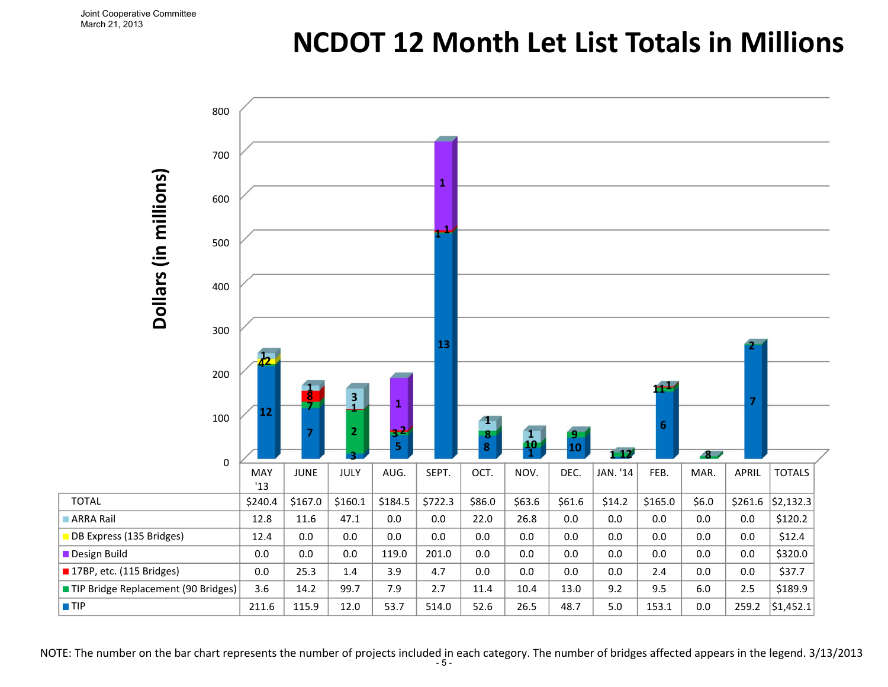Joint Cooperative Committee
March 21, 2013

# NCDOT 12 Month Let List Totals in Millions

|  | MAY '13 | JUNE | JULY | AUG. | SEPT. | OCT. | NOV. | DEC. | JAN. '14 | FEB. | MAR. | APRIL | TOTALS |
|---|---|---|---|---|---|---|---|---|---|---|---|---|---|
| TOTAL | $240.4 | $167.0 | $160.1 | $184.5 | $722.3 | $86.0 | $63.6 | $61.6 | $14.2 | $165.0 | $6.0 | $261.6 | $2,132.3 |
| ARRA Rail | 12.8 | 11.6 | 47.1 | 0.0 | 0.0 | 22.0 | 26.8 | 0.0 | 0.0 | 0.0 | 0.0 | 0.0 | $120.2 |
| DB Express (135 Bridges) | 12.4 | 0.0 | 0.0 | 0.0 | 0.0 | 0.0 | 0.0 | 0.0 | 0.0 | 0.0 | 0.0 | 0.0 | $12.4 |
| Design Build | 0.0 | 0.0 | 0.0 | 119.0 | 201.0 | 0.0 | 0.0 | 0.0 | 0.0 | 0.0 | 0.0 | 0.0 | $320.0 |
| 17BP, etc. (115 Bridges) | 0.0 | 25.3 | 1.4 | 3.9 | 4.7 | 0.0 | 0.0 | 0.0 | 0.0 | 2.4 | 0.0 | 0.0 | $37.7 |
| TIP Bridge Replacement (90 Bridges) | 3.6 | 14.2 | 99.7 | 7.9 | 2.7 | 11.4 | 10.4 | 13.0 | 9.2 | 9.5 | 6.0 | 2.5 | $189.9 |
| TIP | 211.6 | 115.9 | 12.0 | 53.7 | 514.0 | 52.6 | 26.5 | 48.7 | 5.0 | 153.1 | 0.0 | 259.2 | $1,452.1 |

NOTE: The number on the bar chart represents the number of projects included in each category. The number of bridges affected appears in the legend. 3/13/2013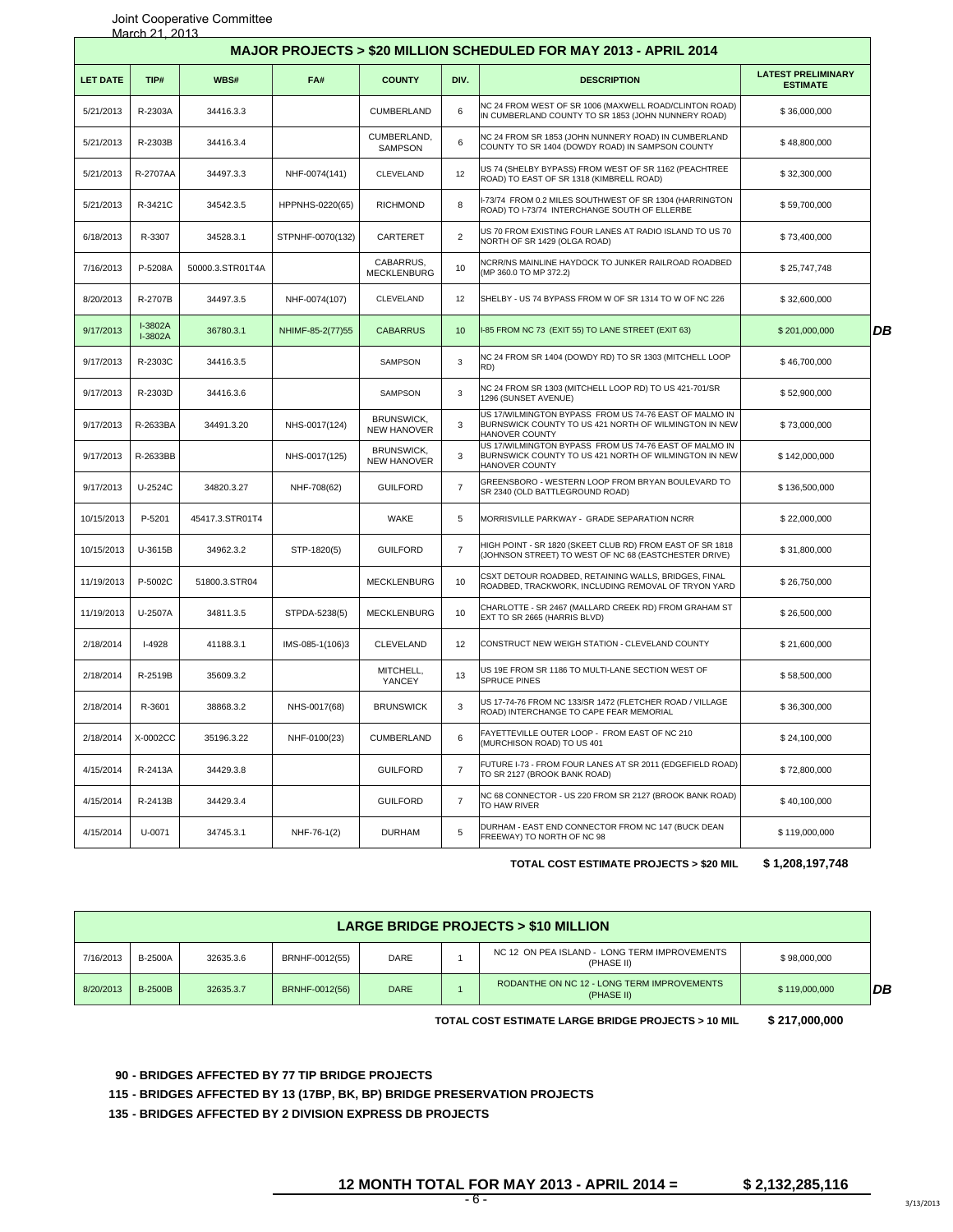Joint Cooperative Committee
March 21, 2013

## MAJOR PROJECTS > $20 MILLION SCHEDULED FOR MAY 2013 - APRIL 2014

| LET DATE | TIP# | WBS# | FA# | COUNTY | DIV. | DESCRIPTION | LATEST PRELIMINARY ESTIMATE | |
|---|---|---|---|---|---|---|---|---|
| 5/21/2013 | R-2303A | 34416.3.3 | | CUMBERLAND | 6 | NC 24 FROM WEST OF SR 1006 (MAXWELL ROAD/CLINTON ROAD) IN CUMBERLAND COUNTY TO SR 1853 (JOHN NUNNERY ROAD) | $ 36,000,000 | |
| 5/21/2013 | R-2303B | 34416.3.4 | | CUMBERLAND, SAMPSON | 6 | NC 24 FROM SR 1853 (JOHN NUNNERY ROAD) IN CUMBERLAND COUNTY TO SR 1404 (DOWDY ROAD) IN SAMPSON COUNTY | $ 48,800,000 | |
| 5/21/2013 | R-2707AA | 34497.3.3 | NHF-0074(141) | CLEVELAND | 12 | US 74 (SHELBY BYPASS) FROM WEST OF SR 1162 (PEACHTREE ROAD) TO EAST OF SR 1318 (KIMBRELL ROAD) | $ 32,300,000 | |
| 5/21/2013 | R-3421C | 34542.3.5 | HPPNHS-0220(65) | RICHMOND | 8 | I-73/74 FROM 0.2 MILES SOUTHWEST OF SR 1304 (HARRINGTON ROAD) TO I-73/74 INTERCHANGE SOUTH OF ELLERBE | $ 59,700,000 | |
| 6/18/2013 | R-3307 | 34528.3.1 | STPNHF-0070(132) | CARTERET | 2 | US 70 FROM EXISTING FOUR LANES AT RADIO ISLAND TO US 70 NORTH OF SR 1429 (OLGA ROAD) | $ 73,400,000 | |
| 7/16/2013 | P-5208A | 50000.3.STR01T4A | | CABARRUS, MECKLENBURG | 10 | NCRR/NS MAINLINE HAYDOCK TO JUNKER RAILROAD ROADBED (MP 360.0 TO MP 372.2) | $ 25,747,748 | |
| 8/20/2013 | R-2707B | 34497.3.5 | NHF-0074(107) | CLEVELAND | 12 | SHELBY - US 74 BYPASS FROM W OF SR 1314 TO W OF NC 226 | $ 32,600,000 | |
| 9/17/2013 | I-3802A I-3802A | 36780.3.1 | NHIMF-85-2(77)55 | CABARRUS | 10 | I-85 FROM NC 73 (EXIT 55) TO LANE STREET (EXIT 63) | $ 201,000,000 | *DB* |
| 9/17/2013 | R-2303C | 34416.3.5 | | SAMPSON | 3 | NC 24 FROM SR 1404 (DOWDY RD) TO SR 1303 (MITCHELL LOOP RD) | $ 46,700,000 | |
| 9/17/2013 | R-2303D | 34416.3.6 | | SAMPSON | 3 | NC 24 FROM SR 1303 (MITCHELL LOOP RD) TO US 421-701/SR 1296 (SUNSET AVENUE) | $ 52,900,000 | |
| 9/17/2013 | R-2633BA | 34491.3.20 | NHS-0017(124) | BRUNSWICK, NEW HANOVER | 3 | US 17/WILMINGTON BYPASS FROM US 74-76 EAST OF MALMO IN BURNSWICK COUNTY TO US 421 NORTH OF WILMINGTON IN NEW HANOVER COUNTY | $ 73,000,000 | |
| 9/17/2013 | R-2633BB | | NHS-0017(125) | BRUNSWICK, NEW HANOVER | 3 | US 17/WILMINGTON BYPASS FROM US 74-76 EAST OF MALMO IN BURNSWICK COUNTY TO US 421 NORTH OF WILMINGTON IN NEW HANOVER COUNTY | $ 142,000,000 | |
| 9/17/2013 | U-2524C | 34820.3.27 | NHF-708(62) | GUILFORD | 7 | GREENSBORO - WESTERN LOOP FROM BRYAN BOULEVARD TO SR 2340 (OLD BATTLEGROUND ROAD) | $ 136,500,000 | |
| 10/15/2013 | P-5201 | 45417.3.STR01T4 | | WAKE | 5 | MORRISVILLE PARKWAY - GRADE SEPARATION NCRR | $ 22,000,000 | |
| 10/15/2013 | U-3615B | 34962.3.2 | STP-1820(5) | GUILFORD | 7 | HIGH POINT - SR 1820 (SKEET CLUB RD) FROM EAST OF SR 1818 (JOHNSON STREET) TO WEST OF NC 68 (EASTCHESTER DRIVE) | $ 31,800,000 | |
| 11/19/2013 | P-5002C | 51800.3.STR04 | | MECKLENBURG | 10 | CSXT DETOUR ROADBED, RETAINING WALLS, BRIDGES, FINAL ROADBED, TRACKWORK, INCLUDING REMOVAL OF TRYON YARD | $ 26,750,000 | |
| 11/19/2013 | U-2507A | 34811.3.5 | STPDA-5238(5) | MECKLENBURG | 10 | CHARLOTTE - SR 2467 (MALLARD CREEK RD) FROM GRAHAM ST EXT TO SR 2665 (HARRIS BLVD) | $ 26,500,000 | |
| 2/18/2014 | I-4928 | 41188.3.1 | IMS-085-1(106)3 | CLEVELAND | 12 | CONSTRUCT NEW WEIGH STATION - CLEVELAND COUNTY | $ 21,600,000 | |
| 2/18/2014 | R-2519B | 35609.3.2 | | MITCHELL, YANCEY | 13 | US 19E FROM SR 1186 TO MULTI-LANE SECTION WEST OF SPRUCE PINES | $ 58,500,000 | |
| 2/18/2014 | R-3601 | 38868.3.2 | NHS-0017(68) | BRUNSWICK | 3 | US 17-74-76 FROM NC 133/SR 1472 (FLETCHER ROAD / VILLAGE ROAD) INTERCHANGE TO CAPE FEAR MEMORIAL | $ 36,300,000 | |
| 2/18/2014 | X-0002CC | 35196.3.22 | NHF-0100(23) | CUMBERLAND | 6 | FAYETTEVILLE OUTER LOOP - FROM EAST OF NC 210 (MURCHISON ROAD) TO US 401 | $ 24,100,000 | |
| 4/15/2014 | R-2413A | 34429.3.8 | | GUILFORD | 7 | FUTURE I-73 - FROM FOUR LANES AT SR 2011 (EDGEFIELD ROAD) TO SR 2127 (BROOK BANK ROAD) | $ 72,800,000 | |
| 4/15/2014 | R-2413B | 34429.3.4 | | GUILFORD | 7 | NC 68 CONNECTOR - US 220 FROM SR 2127 (BROOK BANK ROAD) TO HAW RIVER | $ 40,100,000 | |
| 4/15/2014 | U-0071 | 34745.3.1 | NHF-76-1(2) | DURHAM | 5 | DURHAM - EAST END CONNECTOR FROM NC 147 (BUCK DEAN FREEWAY) TO NORTH OF NC 98 | $ 119,000,000 | |

**TOTAL COST ESTIMATE PROJECTS > $20 MIL $ 1,208,197,748**

## LARGE BRIDGE PROJECTS > $10 MILLION

| LET DATE | TIP# | WBS# | FA# | COUNTY | DIV. | DESCRIPTION | LATEST PRELIMINARY ESTIMATE | |
|---|---|---|---|---|---|---|---|---|
| 7/16/2013 | B-2500A | 32635.3.6 | BRNHF-0012(55) | DARE | 1 | NC 12 ON PEA ISLAND - LONG TERM IMPROVEMENTS (PHASE II) | $ 98,000,000 | |
| 8/20/2013 | B-2500B | 32635.3.7 | BRNHF-0012(56) | DARE | 1 | RODANTHE ON NC 12 - LONG TERM IMPROVEMENTS (PHASE II) | $ 119,000,000 | *DB* |

**TOTAL COST ESTIMATE LARGE BRIDGE PROJECTS > 10 MIL $ 217,000,000**

**90 - BRIDGES AFFECTED BY 77 TIP BRIDGE PROJECTS**

**115 - BRIDGES AFFECTED BY 13 (17BP, BK, BP) BRIDGE PRESERVATION PROJECTS**

**135 - BRIDGES AFFECTED BY 2 DIVISION EXPRESS DB PROJECTS**

**12 MONTH TOTAL FOR MAY 2013 - APRIL 2014 = $ 2,132,285,116**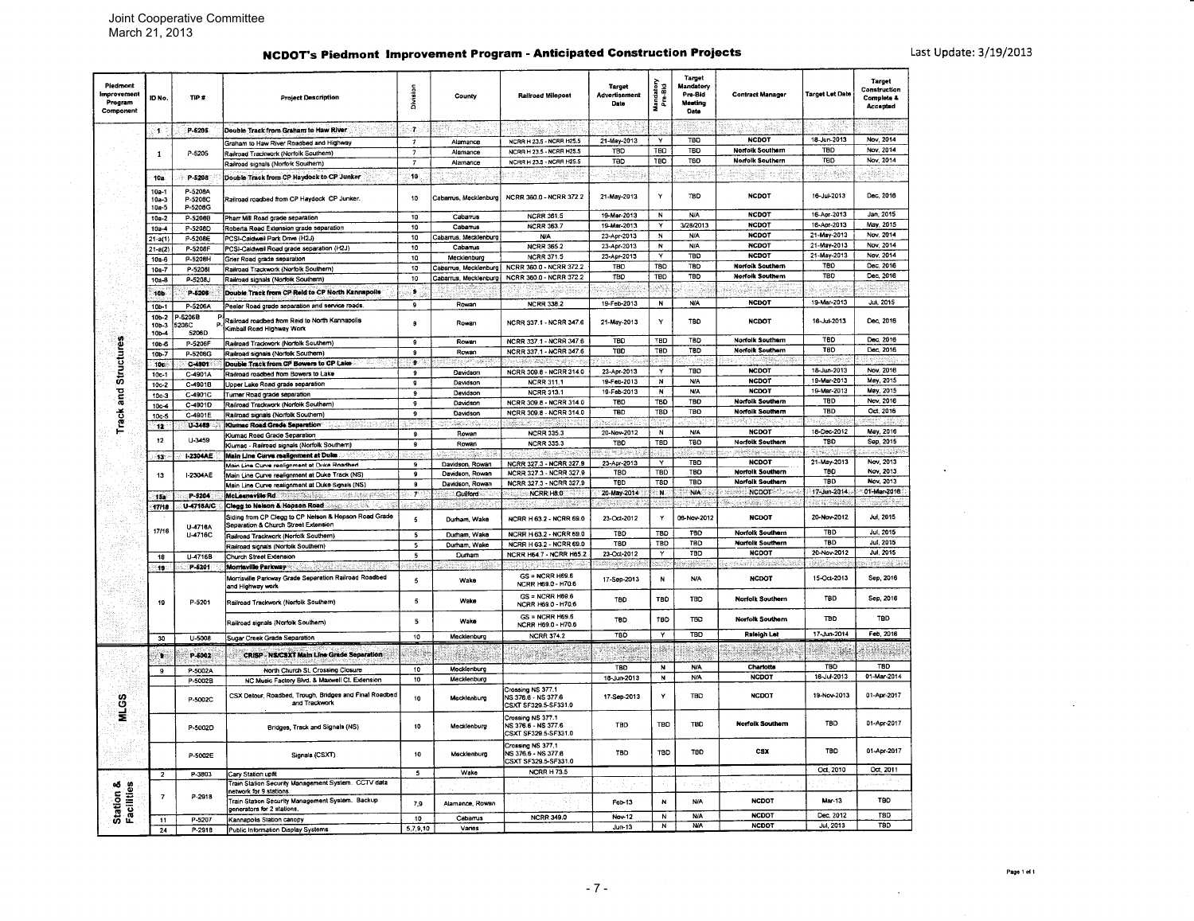Joint Cooperative Committee
March 21, 2013

## NCDOT's Piedmont Improvement Program - Anticipated Construction Projects

Last Update: 3/19/2013

| Piedmont Improvement Program Component | ID No. | TIP # | Project Description | Division | County | Railroad Milepost | Target Advertisement Date | Mandatory Pre-Bid | Target Mandatory Pre-Bid Meeting Date | Contract Manager | Target Let Date | Target Construction Complete & Accepted |
|---|---|---|---|---|---|---|---|---|---|---|---|---|
| Track and Structures | 1 | P-5205 | **Double Track from Graham to Haw River** | 7 | | | | | | | | |
| | 1 | P-5205 | Graham to Haw River Roadbed and Highway | 7 | Alamance | NCRR H 23.5 - NCRR H25.5 | 21-May-2013 | Y | TBD | NCDOT | 18-Jun-2013 | Nov, 2014 |
| | | | Railroad Trackwork (Norfolk Southern) | 7 | Alamance | NCRR H 23.5 - NCRR H25.5 | TBD | TBD | TBD | Norfolk Southern | TBD | Nov, 2014 |
| | | | Railroad signals (Norfolk Southern) | 7 | Alamance | NCRR H 23.5 - NCRR H25.5 | TBD | TBD | TBD | Norfolk Southern | TBD | Nov, 2014 |
| | 10a | P-5208 | **Double Track from CP Haydock to CP Junker** | 10 | | | | | | | | |
| | 10a-1 10a-3 10a-5 | P-5208A P-5208C P-5208G | Railroad roadbed from CP Haydock CP Junker. | 10 | Cabarrus, Mecklenburg | NCRR 360.0 - NCRR 372.2 | 21-May-2013 | Y | TBD | NCDOT | 16-Jul-2013 | Dec, 2016 |
| | 10a-2 | P-5208B | Pharr Mill Road grade separation | 10 | Cabarrus | NCRR 361.5 | 19-Mar-2013 | N | N/A | NCDOT | 16-Apr-2013 | Jan, 2015 |
| | 10a-4 | P-5208D | Roberta Road Extension grade separation | 10 | Cabarrus | NCRR 363.7 | 19-Mar-2013 | Y | 3/28/2013 | NCDOT | 16-Apr-2013 | May, 2015 |
| | 21-a(1) | P-5208E | PCSI-Caldwell Park Drive (H2J) | 10 | Cabarrus, Mecklenburg | N/A | 23-Apr-2013 | N | N/A | NCDOT | 21-May-2013 | Nov, 2014 |
| | 21-a(2) | P-5208F | PCSI-Caldwell Road grade separation (H2J) | 10 | Cabarrus | NCRR 365.2 | 23-Apr-2013 | N | N/A | NCDOT | 21-May-2013 | Nov, 2014 |
| | 10a-6 | P-5208H | Grier Road grade separation | 10 | Mecklenburg | NCRR 371.5 | 23-Apr-2013 | Y | TBD | NCDOT | 21-May-2013 | Nov, 2014 |
| | 10a-7 | P-5208I | Railroad Trackwork (Norfolk Southern) | 10 | Cabarrus, Mecklenburg | NCRR 360.0 - NCRR 372.2 | TBD | TBD | TBD | Norfolk Southern | TBD | Dec, 2016 |
| | 10a-8 | P-5208J | Railroad signals (Norfolk Southern) | 10 | Cabarrus, Mecklenburg | NCRR 360.0 - NCRR 372.2 | TBD | TBD | TBD | Norfolk Southern | TBD | Dec, 2016 |
| | 10b | P-5206 | **Double Track from CP Reid to CP North Kannapolis** | 9 | | | | | | | | |
| | 10b-1 | P-5206A | Peeler Road grade separation and service roads. | 9 | Rowan | NCRR 338.2 | 19-Feb-2013 | N | N/A | NCDOT | 19-Mar-2013 | Jul, 2015 |
| | 10b-2 10b-3 10b-4 | P-5206B P-5206C P-5206D | Railroad roadbed from Reid to North Kannapolis Kimball Road Highway Work | 9 | Rowan | NCRR 337.1 - NCRR 347.6 | 21-May-2013 | Y | TBD | NCDOT | 16-Jul-2013 | Dec, 2016 |
| | 10b-6 | P-5206F | Railroad Trackwork (Norfolk Southern) | 9 | Rowan | NCRR 337.1 - NCRR 347.6 | TBD | TBD | TBD | Norfolk Southern | TBD | Dec, 2016 |
| | 10b-7 | P-5206G | Railroad signals (Norfolk Southern) | 9 | Rowan | NCRR 337.1 - NCRR 347.6 | TBD | TBD | TBD | Norfolk Southern | TBD | Dec, 2016 |
| | 10c | C-4901 | **Double Track from CP Bowers to CP Lake** | 9 | | | | | | | | |
| | 10c-1 | C-4901A | Railroad roadbed from Bowers to Lake | 9 | Davidson | NCRR 309.8 - NCRR 314.0 | 23-Apr-2013 | Y | TBD | NCDOT | 18-Jun-2013 | Nov, 2016 |
| | 10c-2 | C-4901B | Upper Lake Road grade separation | 9 | Davidson | NCRR 311.1 | 19-Feb-2013 | N | N/A | NCDOT | 19-Mar-2013 | May, 2015 |
| | 10c-3 | C-4901C | Turner Road grade separation | 9 | Davidson | NCRR 313.1 | 19-Feb-2013 | N | N/A | NCDOT | 19-Mar-2013 | May, 2015 |
| | 10c-4 | C-4901D | Railroad Trackwork (Norfolk Southern) | 9 | Davidson | NCRR 309.8 - NCRR 314.0 | TBD | TBD | TBD | Norfolk Southern | TBD | Nov, 2016 |
| | 10c-5 | C-4901E | Railroad signals (Norfolk Southern) | 9 | Davidson | NCRR 309.8 - NCRR 314.0 | TBD | TBD | TBD | Norfolk Southern | TBD | Oct, 2016 |
| | 12 | U-3459 | **Klumac Road Grade Separation** | | | | | | | | | |
| | 12 | U-3459 | Klumac Road Grade Separation | 9 | Rowan | NCRR 335.3 | 20-Nov-2012 | N | N/A | NCDOT | 18-Dec-2012 | May, 2016 |
| | | | Klumac - Railroad signals (Norfolk Southern) | 9 | Rowan | NCRR 335.3 | TBD | TBD | TBD | Norfolk Southern | TBD | Sep, 2015 |
| | 13 | I-2304AE | **Main Line Curve realignment at Duke** | | | | | | | | | |
| | 13 | I-2304AE | Main Line Curve realignment at Duke Roadbed | 9 | Davidson, Rowan | NCRR 327.3 - NCRR 327.9 | 23-Apr-2013 | Y | TBD | NCDOT | 21-May-2013 | Nov, 2013 |
| | | | Main Line Curve realignment at Duke Track (NS) | 9 | Davidson, Rowan | NCRR 327.3 - NCRR 327.9 | TBD | TBD | TBD | Norfolk Southern | TBD | Nov, 2013 |
| | | | Main Line Curve realignment at Duke Signals (NS) | 9 | Davidson, Rowan | NCRR 327.3 - NCRR 327.9 | TBD | TBD | TBD | Norfolk Southern | TBD | Nov, 2013 |
| | 15a | P-5204 | McLeansville Rd | 7 | Guilford | NCRR H8.0 | 20-May-2014 | N | N/A | NCDOT | 17-Jun-2014 | 01-Mar-2016 |
| | 17/18 | U-4716A/C | **Clegg to Nelson & Hopson Road** | | | | | | | | | |
| | 17/16 | U-4716A U-4716C | Siding from CP Clegg to CP Nelson & Hopson Road Grade Separation & Church Street Extension | 5 | Durham, Wake | NCRR H 63.2 - NCRR 69.0 | 23-Oct-2012 | Y | 06-Nov-2012 | NCDOT | 20-Nov-2012 | Jul, 2015 |
| | | | Railroad Trackwork (Norfolk Southern) | 5 | Durham, Wake | NCRR H 63.2 - NCRR 69.0 | TBD | TBD | TBD | Norfolk Southern | TBD | Jul, 2015 |
| | | | Railroad signals (Norfolk Southern) | 5 | Durham, Wake | NCRR H 63.2 - NCRR 69.0 | TBD | TBD | TBD | Norfolk Southern | TBD | Jul, 2015 |
| | 18 | U-4716B | Church Street Extension | 5 | Durham | NCRR H64.7 - NCRR H65.2 | 23-Oct-2012 | Y | TBD | NCDOT | 20-Nov-2012 | Jul, 2015 |
| | 19 | P-5201 | **Morrisville Parkway** | | | | | | | | | |
| | 19 | P-5201 | Morrisville Parkway Grade Separation Railroad Roadbed and Highway work | 5 | Wake | GS = NCRR H69.6 NCRR H69.0 - H70.6 | 17-Sep-2013 | N | N/A | NCDOT | 15-Oct-2013 | Sep, 2016 |
| | | | Railroad Trackwork (Norfolk Southern) | 5 | Wake | GS = NCRR H69.6 NCRR H69.0 - H70.6 | TBD | TBD | TBD | Norfolk Southern | TBD | Sep, 2016 |
| | | | Railroad signals (Norfolk Southern) | 5 | Wake | GS = NCRR H69.6 NCRR H69.0 - H70.6 | TBD | TBD | TBD | Norfolk Southern | TBD | TBD |
| | 30 | U-5008 | Sugar Creek Grade Separation | 10 | Mecklenburg | NCRR 374.2 | TBD | Y | TBD | Raleigh Let | 17-Jun-2014 | Feb, 2016 |
| MLGS | 9 | P-5002 | **CRISP - NS/CSXT Main Line Grade Separation** | | | | | | | | | |
| | 9 | P-5002A | North Church St. Crossing Closure | 10 | Mecklenburg | | TBD | N | N/A | Charlotte | TBD | TBD |
| | | P-5002B | NC Music Factory Blvd. & Maxwell Ct. Extension | 10 | Mecklenburg | | 18-Jun-2013 | N | N/A | NCDOT | 16-Jul-2013 | 01-Mar-2014 |
| | | P-5002C | CSX Detour, Roadbed, Trough, Bridges and Final Roadbed and Trackwork | 10 | Mecklenburg | Crossing NS 377.1 NS 376.6 - NS 377.6 CSXT SF329.5-SF331.0 | 17-Sep-2013 | Y | TBD | NCDOT | 19-Nov-2013 | 01-Apr-2017 |
| | | P-5002D | Bridges, Track and Signals (NS) | 10 | Mecklenburg | Crossing NS 377.1 NS 376.6 - NS 377.6 CSXT SF329.5-SF331.0 | TBD | TBD | TBD | Norfolk Southern | TBD | 01-Apr-2017 |
| | | P-5002E | Signals (CSXT) | 10 | Mecklenburg | Crossing NS 377.1 NS 376.6 - NS 377.6 CSXT SF329.5-SF331.0 | TBD | TBD | TBD | CSX | TBD | 01-Apr-2017 |
| Station & Facilities | 2 | P-3803 | Cary Station upfit | 5 | Wake | NCRR H 73.5 | | | | | Oct, 2010 | Oct, 2011 |
| | 7 | P-2918 | Train Station Security Management System. CCTV data network for 9 stations. | | | | | | | | | |
| | | | Train Station Security Management System. Backup generators for 2 stations. | 7,9 | Alamance, Rowan | | Feb-13 | N | N/A | NCDOT | Mar-13 | TBD |
| | 11 | P-5207 | Kannapolis Station canopy | 10 | Cabarrus | NCRR 349.0 | Nov-12 | N | N/A | NCDOT | Dec, 2012 | TBD |
| | 24 | P-2918 | Public Information Display Systems | 5,7,9,10 | Varies | | Jun-13 | N | N/A | NCDOT | Jul, 2013 | TBD |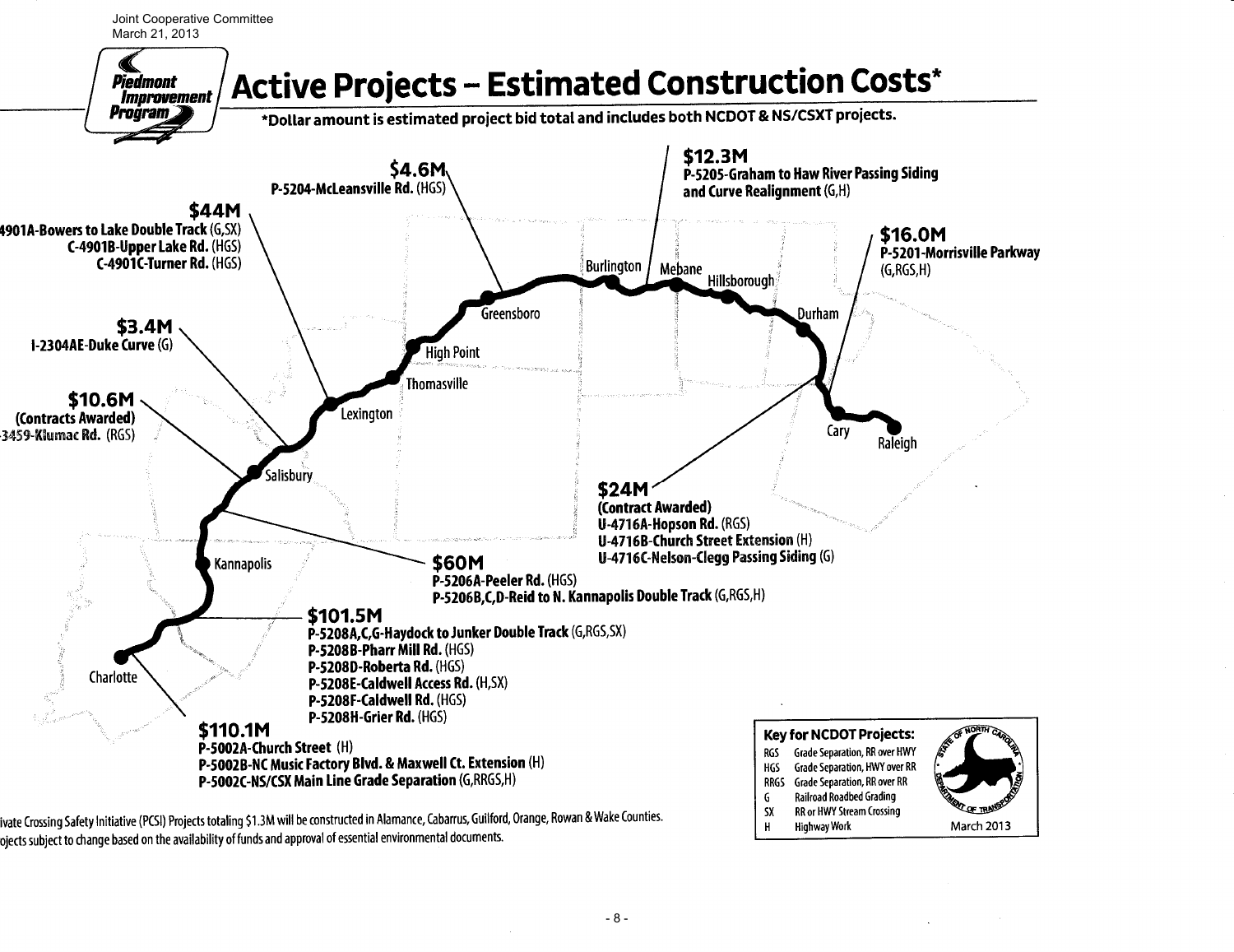Joint Cooperative Committee
March 21, 2013

Piedmont Improvement Program

# Active Projects – Estimated Construction Costs*

*Dollar amount is estimated project bid total and includes both NCDOT & NS/CSXT projects.

**$4.6M**
**P-5204-McLeansville Rd.** (HGS)

**$12.3M**
**P-5205-Graham to Haw River Passing Siding and Curve Realignment** (G,H)

**$44M**
**4901A-Bowers to Lake Double Track** (G,SX)
**C-4901B-Upper Lake Rd.** (HGS)
**C-4901C-Turner Rd.** (HGS)

**$16.0M**
**P-5201-Morrisville Parkway** (G,RGS,H)

**$3.4M**
**I-2304AE-Duke Curve** (G)

**$10.6M**
**(Contracts Awarded)**
**3459-Klumac Rd.** (RGS)

**$24M**
**(Contract Awarded)**
**U-4716A-Hopson Rd.** (RGS)
**U-4716B-Church Street Extension** (H)
**U-4716C-Nelson-Clegg Passing Siding** (G)

**$60M**
**P-5206A-Peeler Rd.** (HGS)
**P-5206B,C,D-Reid to N. Kannapolis Double Track** (G,RGS,H)

**$101.5M**
**P-5208A,C,G-Haydock to Junker Double Track** (G,RGS,SX)
**P-5208B-Pharr Mill Rd.** (HGS)
**P-5208D-Roberta Rd.** (HGS)
**P-5208E-Caldwell Access Rd.** (H,SX)
**P-5208F-Caldwell Rd.** (HGS)
**P-5208H-Grier Rd.** (HGS)

**$110.1M**
**P-5002A-Church Street** (H)
**P-5002B-NC Music Factory Blvd. & Maxwell Ct. Extension** (H)
**P-5002C-NS/CSX Main Line Grade Separation** (G,RRGS,H)

Charlotte
Kannapolis
Salisbury
Lexington
Thomasville
High Point
Greensboro
Burlington
Mebane
Hillsborough
Durham
Cary
Raleigh

**Key for NCDOT Projects:**

- RGS — Grade Separation, RR over HWY
- HGS — Grade Separation, HWY over RR
- RRGS — Grade Separation, RR over RR
- G — Railroad Roadbed Grading
- SX — RR or HWY Stream Crossing
- H — Highway Work

March 2013

ivate Crossing Safety Initiative (PCSI) Projects totaling $1.3M will be constructed in Alamance, Cabarrus, Guilford, Orange, Rowan & Wake Counties.
ojects subject to change based on the availability of funds and approval of essential environmental documents.